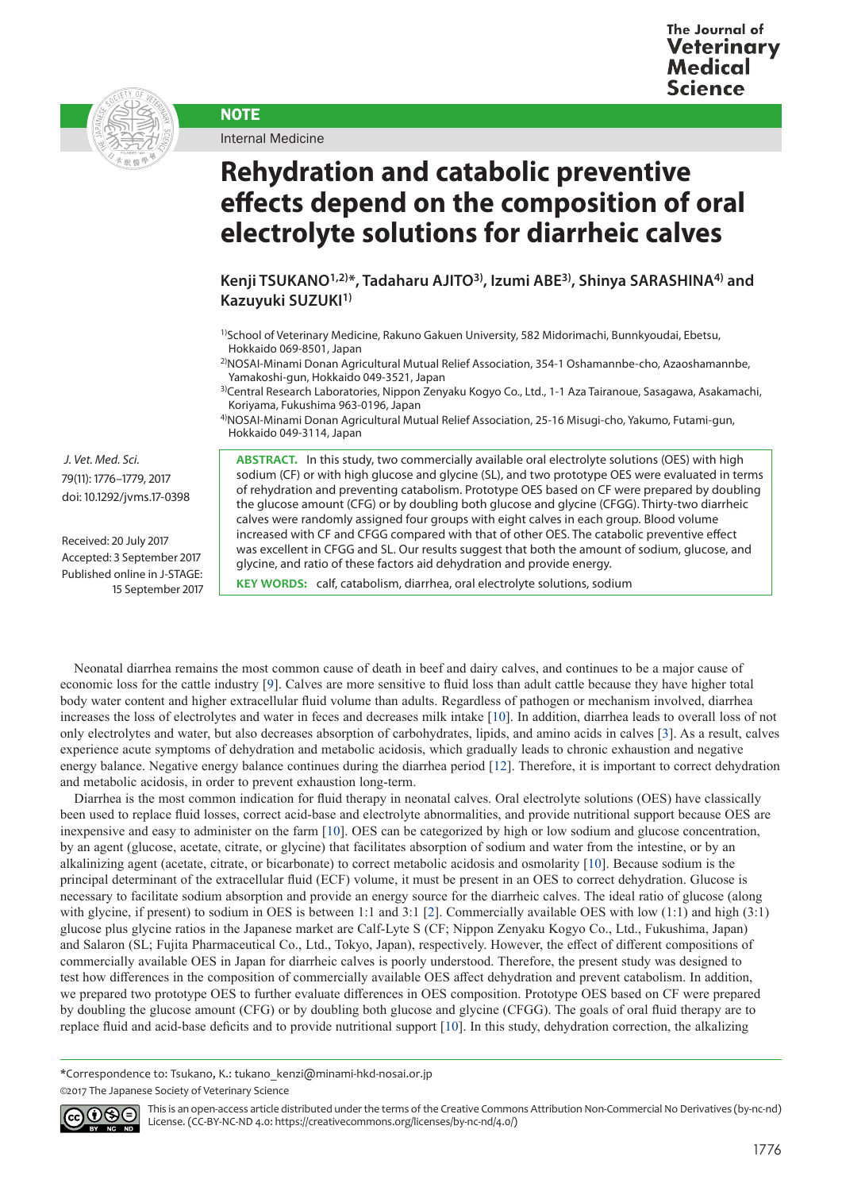NOTE

Internal Medicine

# Rehydration and catabolic preventive effects depend on the composition of oral electrolyte solutions for diarrheic calves

**Kenji TSUKANO[1,2)]*, Tadaharu AJITO[3)], Izumi ABE[3)], Shinya SARASHINA[4)] and Kazuyuki SUZUKI[1)]**

[1)]School of Veterinary Medicine, Rakuno Gakuen University, 582 Midorimachi, Bunnkyoudai, Ebetsu, Hokkaido 069-8501, Japan

[2)]NOSAI-Minami Donan Agricultural Mutual Relief Association, 354-1 Oshamannbe-cho, Azaoshamannbe, Yamakoshi-gun, Hokkaido 049-3521, Japan

[3)]Central Research Laboratories, Nippon Zenyaku Kogyo Co., Ltd., 1-1 Aza Tairanoue, Sasagawa, Asakamachi, Koriyama, Fukushima 963-0196, Japan

[4)]NOSAI-Minami Donan Agricultural Mutual Relief Association, 25-16 Misugi-cho, Yakumo, Futami-gun, Hokkaido 049-3114, Japan

*J. Vet. Med. Sci.*
79(11): 1776–1779, 2017
doi: 10.1292/jvms.17-0398

Received: 20 July 2017
Accepted: 3 September 2017
Published online in J-STAGE: 15 September 2017

**ABSTRACT.** In this study, two commercially available oral electrolyte solutions (OES) with high sodium (CF) or with high glucose and glycine (SL), and two prototype OES were evaluated in terms of rehydration and preventing catabolism. Prototype OES based on CF were prepared by doubling the glucose amount (CFG) or by doubling both glucose and glycine (CFGG). Thirty-two diarrheic calves were randomly assigned four groups with eight calves in each group. Blood volume increased with CF and CFGG compared with that of other OES. The catabolic preventive effect was excellent in CFGG and SL. Our results suggest that both the amount of sodium, glucose, and glycine, and ratio of these factors aid dehydration and provide energy.

**KEY WORDS:** calf, catabolism, diarrhea, oral electrolyte solutions, sodium

Neonatal diarrhea remains the most common cause of death in beef and dairy calves, and continues to be a major cause of economic loss for the cattle industry [9]. Calves are more sensitive to fluid loss than adult cattle because they have higher total body water content and higher extracellular fluid volume than adults. Regardless of pathogen or mechanism involved, diarrhea increases the loss of electrolytes and water in feces and decreases milk intake [10]. In addition, diarrhea leads to overall loss of not only electrolytes and water, but also decreases absorption of carbohydrates, lipids, and amino acids in calves [3]. As a result, calves experience acute symptoms of dehydration and metabolic acidosis, which gradually leads to chronic exhaustion and negative energy balance. Negative energy balance continues during the diarrhea period [12]. Therefore, it is important to correct dehydration and metabolic acidosis, in order to prevent exhaustion long-term.

Diarrhea is the most common indication for fluid therapy in neonatal calves. Oral electrolyte solutions (OES) have classically been used to replace fluid losses, correct acid-base and electrolyte abnormalities, and provide nutritional support because OES are inexpensive and easy to administer on the farm [10]. OES can be categorized by high or low sodium and glucose concentration, by an agent (glucose, acetate, citrate, or glycine) that facilitates absorption of sodium and water from the intestine, or by an alkalinizing agent (acetate, citrate, or bicarbonate) to correct metabolic acidosis and osmolarity [10]. Because sodium is the principal determinant of the extracellular fluid (ECF) volume, it must be present in an OES to correct dehydration. Glucose is necessary to facilitate sodium absorption and provide an energy source for the diarrheic calves. The ideal ratio of glucose (along with glycine, if present) to sodium in OES is between 1:1 and 3:1 [2]. Commercially available OES with low (1:1) and high (3:1) glucose plus glycine ratios in the Japanese market are Calf-Lyte S (CF; Nippon Zenyaku Kogyo Co., Ltd., Fukushima, Japan) and Salaron (SL; Fujita Pharmaceutical Co., Ltd., Tokyo, Japan), respectively. However, the effect of different compositions of commercially available OES in Japan for diarrheic calves is poorly understood. Therefore, the present study was designed to test how differences in the composition of commercially available OES affect dehydration and prevent catabolism. In addition, we prepared two prototype OES to further evaluate differences in OES composition. Prototype OES based on CF were prepared by doubling the glucose amount (CFG) or by doubling both glucose and glycine (CFGG). The goals of oral fluid therapy are to replace fluid and acid-base deficits and to provide nutritional support [10]. In this study, dehydration correction, the alkalizing

*Correspondence to: Tsukano, K.: tukano_kenzi@minami-hkd-nosai.or.jp

©2017 The Japanese Society of Veterinary Science

This is an open-access article distributed under the terms of the Creative Commons Attribution Non-Commercial No Derivatives (by-nc-nd) License. (CC-BY-NC-ND 4.0: https://creativecommons.org/licenses/by-nc-nd/4.0/)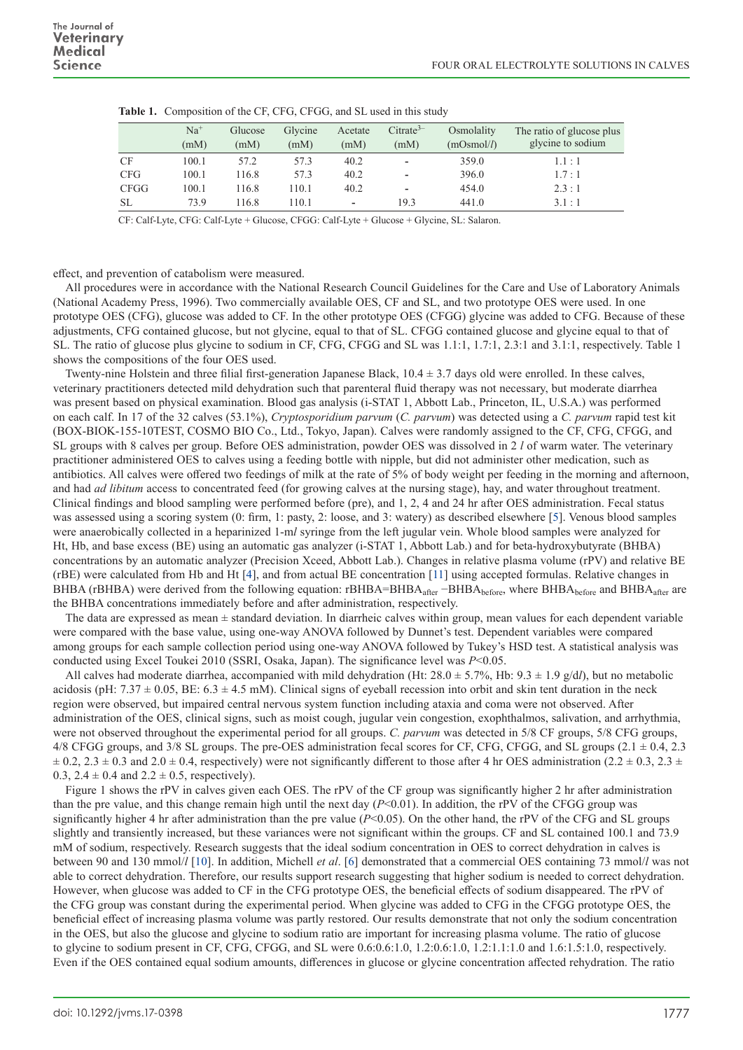**Table 1.** Composition of the CF, CFG, CFGG, and SL used in this study

| | $Na^+$ (mM) | Glucose (mM) | Glycine (mM) | Acetate (mM) | $Citrate^{3-}$ (mM) | Osmolality (mOsmol/*l*) | The ratio of glucose plus glycine to sodium |
|---|---|---|---|---|---|---|---|
| CF | 100.1 | 57.2 | 57.3 | 40.2 | - | 359.0 | 1.1 : 1 |
| CFG | 100.1 | 116.8 | 57.3 | 40.2 | - | 396.0 | 1.7 : 1 |
| CFGG | 100.1 | 116.8 | 110.1 | 40.2 | - | 454.0 | 2.3 : 1 |
| SL | 73.9 | 116.8 | 110.1 | - | 19.3 | 441.0 | 3.1 : 1 |

CF: Calf-Lyte, CFG: Calf-Lyte + Glucose, CFGG: Calf-Lyte + Glucose + Glycine, SL: Salaron.

effect, and prevention of catabolism were measured.

All procedures were in accordance with the National Research Council Guidelines for the Care and Use of Laboratory Animals (National Academy Press, 1996). Two commercially available OES, CF and SL, and two prototype OES were used. In one prototype OES (CFG), glucose was added to CF. In the other prototype OES (CFGG) glycine was added to CFG. Because of these adjustments, CFG contained glucose, but not glycine, equal to that of SL. CFGG contained glucose and glycine equal to that of SL. The ratio of glucose plus glycine to sodium in CF, CFG, CFGG and SL was 1.1:1, 1.7:1, 2.3:1 and 3.1:1, respectively. Table 1 shows the compositions of the four OES used.

Twenty-nine Holstein and three filial first-generation Japanese Black, 10.4 ± 3.7 days old were enrolled. In these calves, veterinary practitioners detected mild dehydration such that parenteral fluid therapy was not necessary, but moderate diarrhea was present based on physical examination. Blood gas analysis (i-STAT 1, Abbott Lab., Princeton, IL, U.S.A.) was performed on each calf. In 17 of the 32 calves (53.1%), *Cryptosporidium parvum* (*C. parvum*) was detected using a *C. parvum* rapid test kit (BOX-BIOK-155-10TEST, COSMO BIO Co., Ltd., Tokyo, Japan). Calves were randomly assigned to the CF, CFG, CFGG, and SL groups with 8 calves per group. Before OES administration, powder OES was dissolved in 2 *l* of warm water. The veterinary practitioner administered OES to calves using a feeding bottle with nipple, but did not administer other medication, such as antibiotics. All calves were offered two feedings of milk at the rate of 5% of body weight per feeding in the morning and afternoon, and had *ad libitum* access to concentrated feed (for growing calves at the nursing stage), hay, and water throughout treatment. Clinical findings and blood sampling were performed before (pre), and 1, 2, 4 and 24 hr after OES administration. Fecal status was assessed using a scoring system (0: firm, 1: pasty, 2: loose, and 3: watery) as described elsewhere [5]. Venous blood samples were anaerobically collected in a heparinized 1-m*l* syringe from the left jugular vein. Whole blood samples were analyzed for Ht, Hb, and base excess (BE) using an automatic gas analyzer (i-STAT 1, Abbott Lab.) and for beta-hydroxybutyrate (BHBA) concentrations by an automatic analyzer (Precision Xceed, Abbott Lab.). Changes in relative plasma volume (rPV) and relative BE (rBE) were calculated from Hb and Ht [4], and from actual BE concentration [11] using accepted formulas. Relative changes in BHBA (rBHBA) were derived from the following equation: $rBHBA = BHBA_{after} - BHBA_{before}$, where $BHBA_{before}$ and $BHBA_{after}$ are the BHBA concentrations immediately before and after administration, respectively.

The data are expressed as mean ± standard deviation. In diarrheic calves within group, mean values for each dependent variable were compared with the base value, using one-way ANOVA followed by Dunnet's test. Dependent variables were compared among groups for each sample collection period using one-way ANOVA followed by Tukey's HSD test. A statistical analysis was conducted using Excel Toukei 2010 (SSRI, Osaka, Japan). The significance level was $P<0.05$.

All calves had moderate diarrhea, accompanied with mild dehydration (Ht: 28.0 ± 5.7%, Hb: 9.3 ± 1.9 g/d*l*), but no metabolic acidosis (pH: 7.37 ± 0.05, BE: 6.3 ± 4.5 mM). Clinical signs of eyeball recession into orbit and skin tent duration in the neck region were observed, but impaired central nervous system function including ataxia and coma were not observed. After administration of the OES, clinical signs, such as moist cough, jugular vein congestion, exophthalmos, salivation, and arrhythmia, were not observed throughout the experimental period for all groups. *C. parvum* was detected in 5/8 CF groups, 5/8 CFG groups, 4/8 CFGG groups, and 3/8 SL groups. The pre-OES administration fecal scores for CF, CFG, CFGG, and SL groups (2.1 ± 0.4, 2.3 ± 0.2, 2.3 ± 0.3 and 2.0 ± 0.4, respectively) were not significantly different to those after 4 hr OES administration (2.2 ± 0.3, 2.3 ± 0.3, 2.4 ± 0.4 and 2.2 ± 0.5, respectively).

Figure 1 shows the rPV in calves given each OES. The rPV of the CF group was significantly higher 2 hr after administration than the pre value, and this change remain high until the next day ($P<0.01$). In addition, the rPV of the CFGG group was significantly higher 4 hr after administration than the pre value ($P<0.05$). On the other hand, the rPV of the CFG and SL groups slightly and transiently increased, but these variances were not significant within the groups. CF and SL contained 100.1 and 73.9 mM of sodium, respectively. Research suggests that the ideal sodium concentration in OES to correct dehydration in calves is between 90 and 130 mmol/*l* [10]. In addition, Michell *et al*. [6] demonstrated that a commercial OES containing 73 mmol/*l* was not able to correct dehydration. Therefore, our results support research suggesting that higher sodium is needed to correct dehydration. However, when glucose was added to CF in the CFG prototype OES, the beneficial effects of sodium disappeared. The rPV of the CFG group was constant during the experimental period. When glycine was added to CFG in the CFGG prototype OES, the beneficial effect of increasing plasma volume was partly restored. Our results demonstrate that not only the sodium concentration in the OES, but also the glucose and glycine to sodium ratio are important for increasing plasma volume. The ratio of glucose to glycine to sodium present in CF, CFG, CFGG, and SL were 0.6:0.6:1.0, 1.2:0.6:1.0, 1.2:1.1:1.0 and 1.6:1.5:1.0, respectively. Even if the OES contained equal sodium amounts, differences in glucose or glycine concentration affected rehydration. The ratio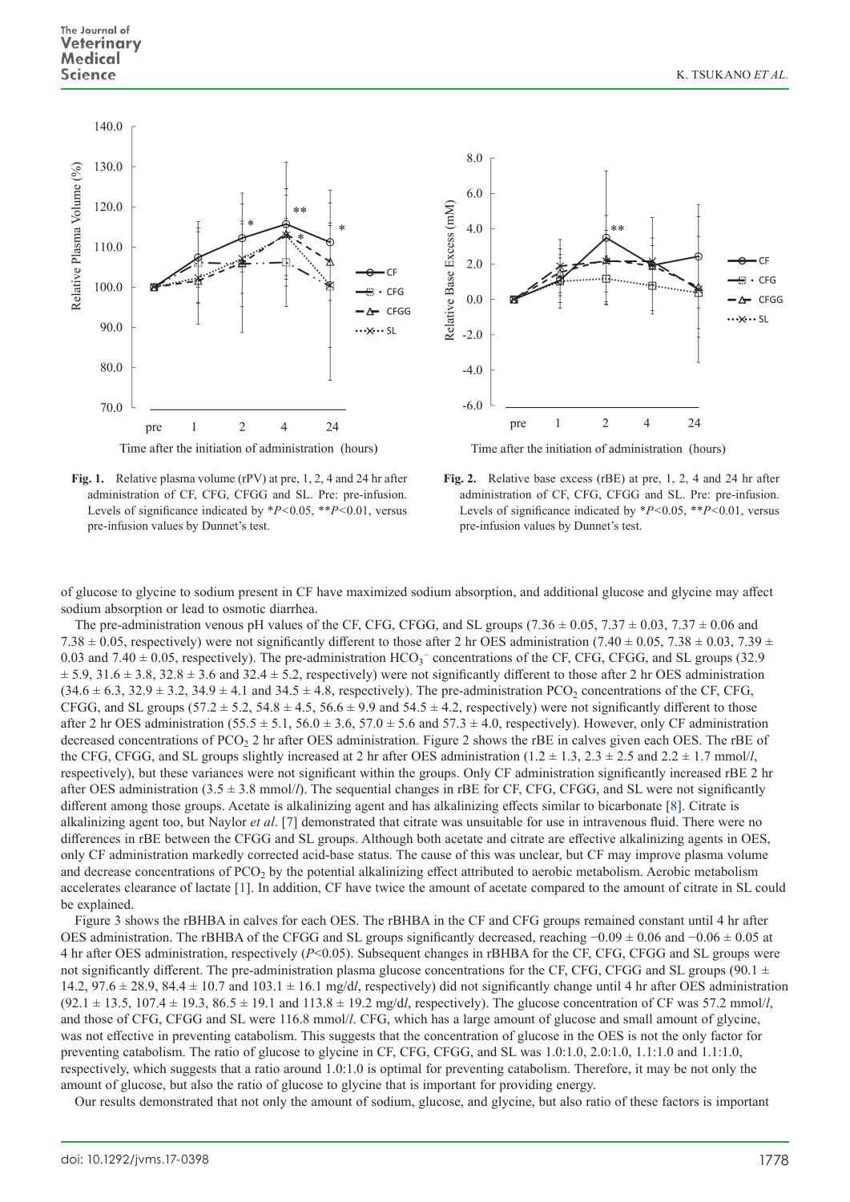Fig. 1. Relative plasma volume (rPV) at pre, 1, 2, 4 and 24 hr after administration of CF, CFG, CFGG and SL. Pre: pre-infusion. Levels of significance indicated by \*$P$<0.05, \*\*$P$<0.01, versus pre-infusion values by Dunnet's test.

Fig. 2. Relative base excess (rBE) at pre, 1, 2, 4 and 24 hr after administration of CF, CFG, CFGG and SL. Pre: pre-infusion. Levels of significance indicated by \*$P$<0.05, \*\*$P$<0.01, versus pre-infusion values by Dunnet's test.

of glucose to glycine to sodium present in CF have maximized sodium absorption, and additional glucose and glycine may affect sodium absorption or lead to osmotic diarrhea.

The pre-administration venous pH values of the CF, CFG, CFGG, and SL groups (7.36 ± 0.05, 7.37 ± 0.03, 7.37 ± 0.06 and 7.38 ± 0.05, respectively) were not significantly different to those after 2 hr OES administration (7.40 ± 0.05, 7.38 ± 0.03, 7.39 ± 0.03 and 7.40 ± 0.05, respectively). The pre-administration $HCO_3^-$ concentrations of the CF, CFG, CFGG, and SL groups (32.9 ± 5.9, 31.6 ± 3.8, 32.8 ± 3.6 and 32.4 ± 5.2, respectively) were not significantly different to those after 2 hr OES administration (34.6 ± 6.3, 32.9 ± 3.2, 34.9 ± 4.1 and 34.5 ± 4.8, respectively). The pre-administration $PCO_2$ concentrations of the CF, CFG, CFGG, and SL groups (57.2 ± 5.2, 54.8 ± 4.5, 56.6 ± 9.9 and 54.5 ± 4.2, respectively) were not significantly different to those after 2 hr OES administration (55.5 ± 5.1, 56.0 ± 3.6, 57.0 ± 5.6 and 57.3 ± 4.0, respectively). However, only CF administration decreased concentrations of $PCO_2$ 2 hr after OES administration. Figure 2 shows the rBE in calves given each OES. The rBE of the CFG, CFGG, and SL groups slightly increased at 2 hr after OES administration (1.2 ± 1.3, 2.3 ± 2.5 and 2.2 ± 1.7 mmol/*l*, respectively), but these variances were not significant within the groups. Only CF administration significantly increased rBE 2 hr after OES administration (3.5 ± 3.8 mmol/*l*). The sequential changes in rBE for CF, CFG, CFGG, and SL were not significantly different among those groups. Acetate is alkalinizing agent and has alkalinizing effects similar to bicarbonate [8]. Citrate is alkalinizing agent too, but Naylor *et al*. [7] demonstrated that citrate was unsuitable for use in intravenous fluid. There were no differences in rBE between the CFGG and SL groups. Although both acetate and citrate are effective alkalinizing agents in OES, only CF administration markedly corrected acid-base status. The cause of this was unclear, but CF may improve plasma volume and decrease concentrations of $PCO_2$ by the potential alkalinizing effect attributed to aerobic metabolism. Aerobic metabolism accelerates clearance of lactate [1]. In addition, CF have twice the amount of acetate compared to the amount of citrate in SL could be explained.

Figure 3 shows the rBHBA in calves for each OES. The rBHBA in the CF and CFG groups remained constant until 4 hr after OES administration. The rBHBA of the CFGG and SL groups significantly decreased, reaching −0.09 ± 0.06 and −0.06 ± 0.05 at 4 hr after OES administration, respectively ($P$<0.05). Subsequent changes in rBHBA for the CF, CFG, CFGG and SL groups were not significantly different. The pre-administration plasma glucose concentrations for the CF, CFG, CFGG and SL groups (90.1 ± 14.2, 97.6 ± 28.9, 84.4 ± 10.7 and 103.1 ± 16.1 mg/d*l*, respectively) did not significantly change until 4 hr after OES administration (92.1 ± 13.5, 107.4 ± 19.3, 86.5 ± 19.1 and 113.8 ± 19.2 mg/d*l*, respectively). The glucose concentration of CF was 57.2 mmol/*l*, and those of CFG, CFGG and SL were 116.8 mmol/*l*. CFG, which has a large amount of glucose and small amount of glycine, was not effective in preventing catabolism. This suggests that the concentration of glucose in the OES is not the only factor for preventing catabolism. The ratio of glucose to glycine in CF, CFG, CFGG, and SL was 1.0:1.0, 2.0:1.0, 1.1:1.0 and 1.1:1.0, respectively, which suggests that a ratio around 1.0:1.0 is optimal for preventing catabolism. Therefore, it may be not only the amount of glucose, but also the ratio of glucose to glycine that is important for providing energy.

Our results demonstrated that not only the amount of sodium, glucose, and glycine, but also ratio of these factors is important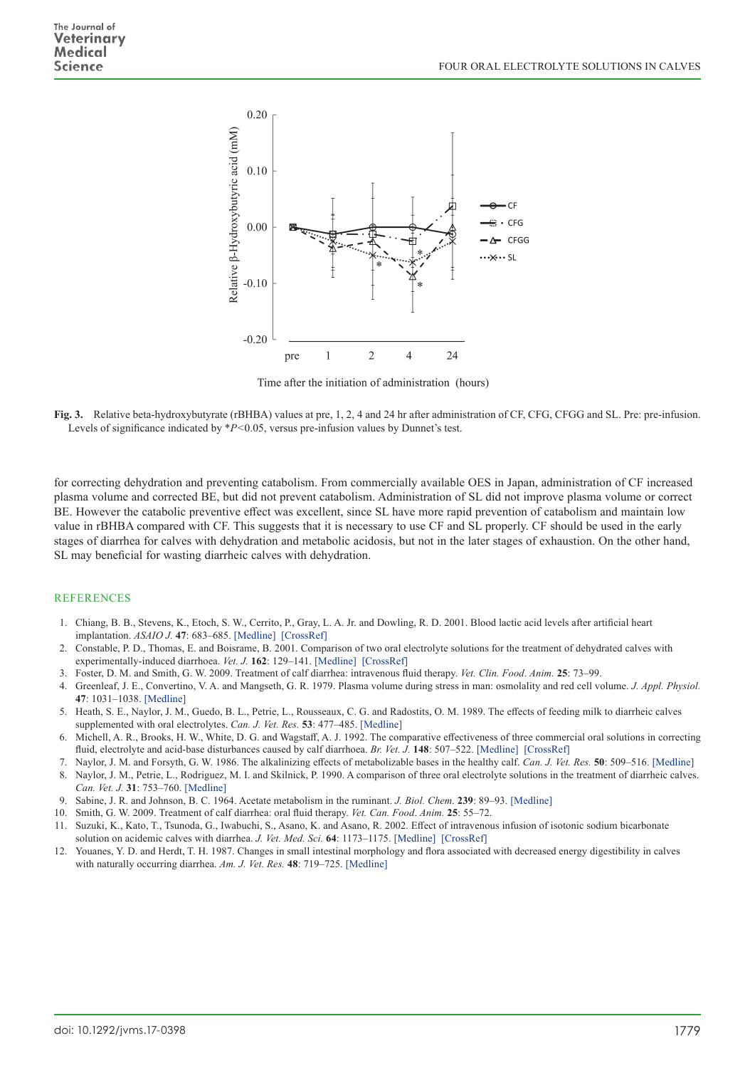Relative β-Hydroxybutyric acid (mM)

0.20
0.10
0.00
-0.10
-0.20

pre 1 2 4 24

Time after the initiation of administration (hours)

CF
CFG
CFGG
SL

**Fig. 3.** Relative beta-hydroxybutyrate (rBHBA) values at pre, 1, 2, 4 and 24 hr after administration of CF, CFG, CFGG and SL. Pre: pre-infusion. Levels of significance indicated by \*$P$<0.05, versus pre-infusion values by Dunnet's test.

for correcting dehydration and preventing catabolism. From commercially available OES in Japan, administration of CF increased plasma volume and corrected BE, but did not prevent catabolism. Administration of SL did not improve plasma volume or correct BE. However the catabolic preventive effect was excellent, since SL have more rapid prevention of catabolism and maintain low value in rBHBA compared with CF. This suggests that it is necessary to use CF and SL properly. CF should be used in the early stages of diarrhea for calves with dehydration and metabolic acidosis, but not in the later stages of exhaustion. On the other hand, SL may beneficial for wasting diarrheic calves with dehydration.

## REFERENCES

1. Chiang, B. B., Stevens, K., Etoch, S. W., Cerrito, P., Gray, L. A. Jr. and Dowling, R. D. 2001. Blood lactic acid levels after artificial heart implantation. *ASAIO J.* **47**: 683–685. [Medline] [CrossRef]
2. Constable, P. D., Thomas, E. and Boisrame, B. 2001. Comparison of two oral electrolyte solutions for the treatment of dehydrated calves with experimentally-induced diarrhoea. *Vet. J.* **162**: 129–141. [Medline] [CrossRef]
3. Foster, D. M. and Smith, G. W. 2009. Treatment of calf diarrhea: intravenous fluid therapy. *Vet. Clin. Food*. *Anim.* **25**: 73–99.
4. Greenleaf, J. E., Convertino, V. A. and Mangseth, G. R. 1979. Plasma volume during stress in man: osmolality and red cell volume. *J. Appl. Physiol.* **47**: 1031–1038. [Medline]
5. Heath, S. E., Naylor, J. M., Guedo, B. L., Petrie, L., Rousseaux, C. G. and Radostits, O. M. 1989. The effects of feeding milk to diarrheic calves supplemented with oral electrolytes. *Can. J. Vet. Res.* **53**: 477–485. [Medline]
6. Michell, A. R., Brooks, H. W., White, D. G. and Wagstaff, A. J. 1992. The comparative effectiveness of three commercial oral solutions in correcting fluid, electrolyte and acid-base disturbances caused by calf diarrhoea. *Br. Vet. J.* **148**: 507–522. [Medline] [CrossRef]
7. Naylor, J. M. and Forsyth, G. W. 1986. The alkalinizing effects of metabolizable bases in the healthy calf. *Can. J. Vet. Res.* **50**: 509–516. [Medline]
8. Naylor, J. M., Petrie, L., Rodriguez, M. I. and Skilnick, P. 1990. A comparison of three oral electrolyte solutions in the treatment of diarrheic calves. *Can. Vet. J.* **31**: 753–760. [Medline]
9. Sabine, J. R. and Johnson, B. C. 1964. Acetate metabolism in the ruminant. *J. Biol. Chem.* **239**: 89–93. [Medline]
10. Smith, G. W. 2009. Treatment of calf diarrhea: oral fluid therapy. *Vet. Can. Food*. *Anim.* **25**: 55–72.
11. Suzuki, K., Kato, T., Tsunoda, G., Iwabuchi, S., Asano, K. and Asano, R. 2002. Effect of intravenous infusion of isotonic sodium bicarbonate solution on acidemic calves with diarrhea. *J. Vet. Med. Sci.* **64**: 1173–1175. [Medline] [CrossRef]
12. Youanes, Y. D. and Herdt, T. H. 1987. Changes in small intestinal morphology and flora associated with decreased energy digestibility in calves with naturally occurring diarrhea. *Am. J. Vet. Res.* **48**: 719–725. [Medline]